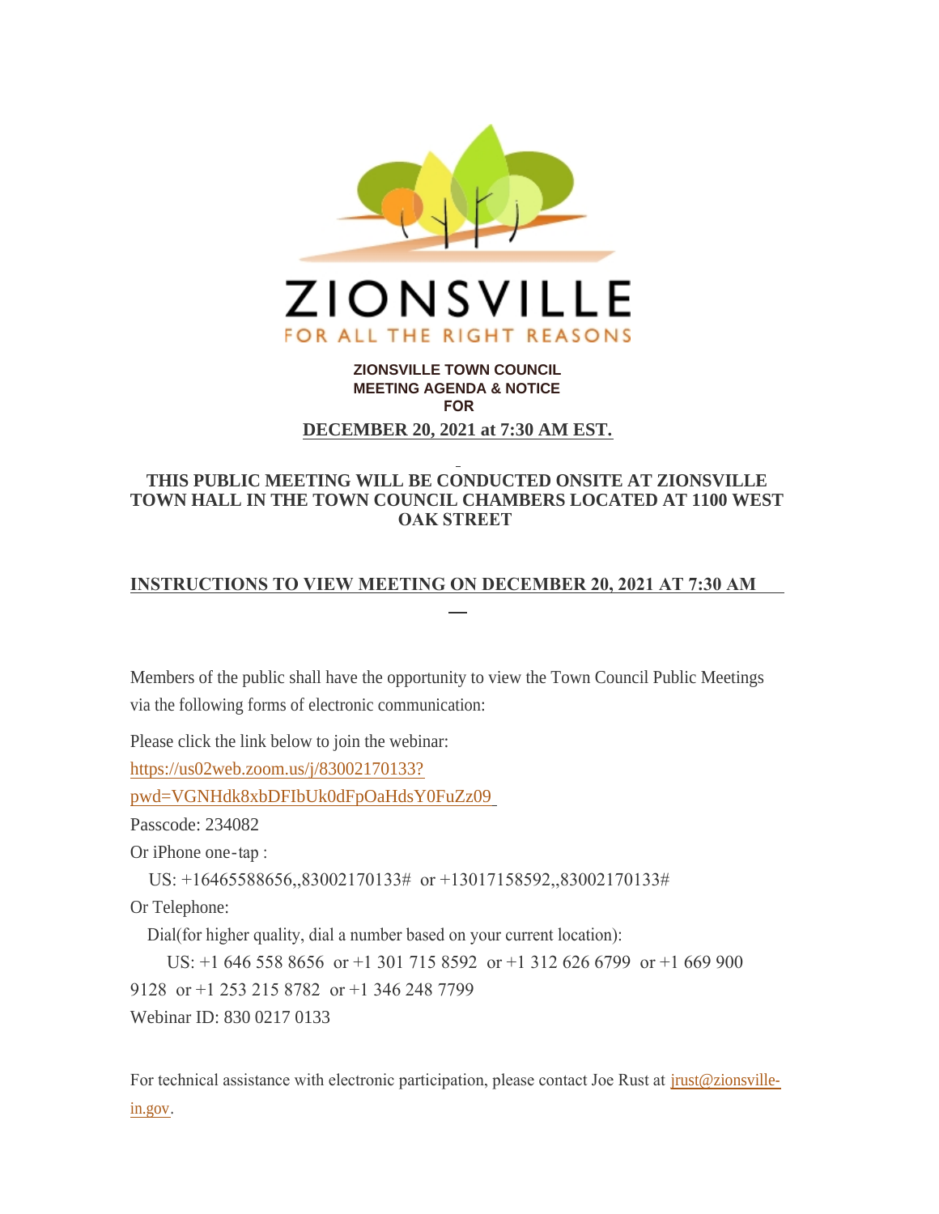ZIONSVILLE

FOR ALL THE RIGHT REASONS

**ZIONSVILLE TOWN COUNCIL**
**MEETING AGENDA & NOTICE**
**FOR**

**DECEMBER 20, 2021 at 7:30 AM EST.**

**THIS PUBLIC MEETING WILL BE CONDUCTED ONSITE AT ZIONSVILLE TOWN HALL IN THE TOWN COUNCIL CHAMBERS LOCATED AT 1100 WEST OAK STREET**

**INSTRUCTIONS TO VIEW MEETING ON DECEMBER 20, 2021 AT 7:30 AM**

Members of the public shall have the opportunity to view the Town Council Public Meetings via the following forms of electronic communication:

Please click the link below to join the webinar:

https://us02web.zoom.us/j/83002170133?pwd=VGNHdk8xbDFIbUk0dFpOaHdsY0FuZz09

Passcode: 234082

Or iPhone one-tap :

US: +16465588656,,83002170133# or +13017158592,,83002170133#

Or Telephone:

Dial(for higher quality, dial a number based on your current location):

US: +1 646 558 8656 or +1 301 715 8592 or +1 312 626 6799 or +1 669 900 9128 or +1 253 215 8782 or +1 346 248 7799

Webinar ID: 830 0217 0133

For technical assistance with electronic participation, please contact Joe Rust at jrust@zionsville-in.gov.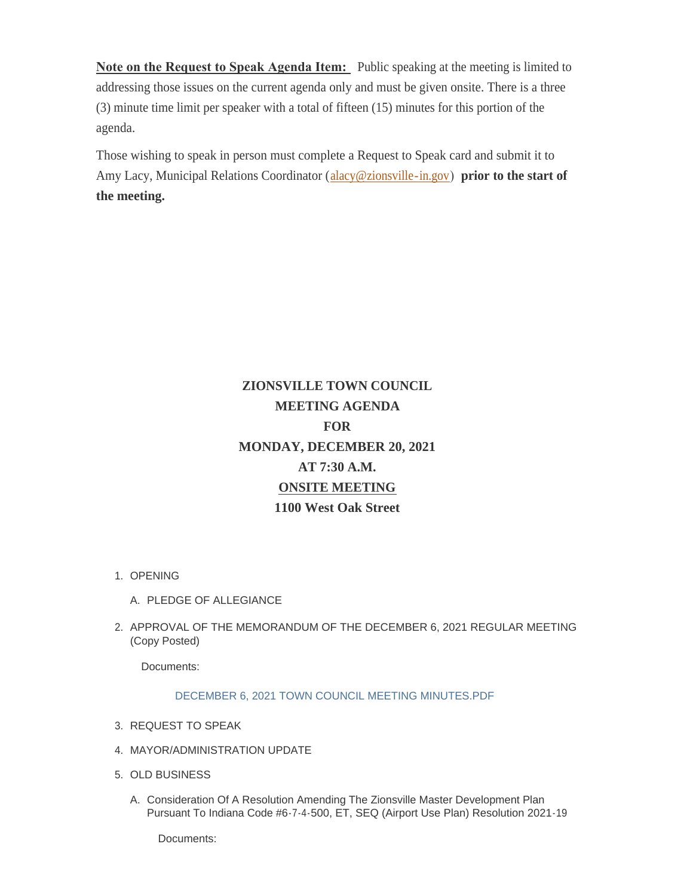**Note on the Request to Speak Agenda Item:** Public speaking at the meeting is limited to addressing those issues on the current agenda only and must be given onsite. There is a three (3) minute time limit per speaker with a total of fifteen (15) minutes for this portion of the agenda.

Those wishing to speak in person must complete a Request to Speak card and submit it to Amy Lacy, Municipal Relations Coordinator (alacy@zionsville-in.gov) **prior to the start of the meeting.**

# ZIONSVILLE TOWN COUNCIL
# MEETING AGENDA
# FOR
# MONDAY, DECEMBER 20, 2021
# AT 7:30 A.M.
# ONSITE MEETING
# 1100 West Oak Street

1. OPENING
   A. PLEDGE OF ALLEGIANCE
2. APPROVAL OF THE MEMORANDUM OF THE DECEMBER 6, 2021 REGULAR MEETING (Copy Posted)

   Documents:

   DECEMBER 6, 2021 TOWN COUNCIL MEETING MINUTES.PDF

3. REQUEST TO SPEAK
4. MAYOR/ADMINISTRATION UPDATE
5. OLD BUSINESS
   A. Consideration Of A Resolution Amending The Zionsville Master Development Plan Pursuant To Indiana Code #6-7-4-500, ET, SEQ (Airport Use Plan) Resolution 2021-19

      Documents: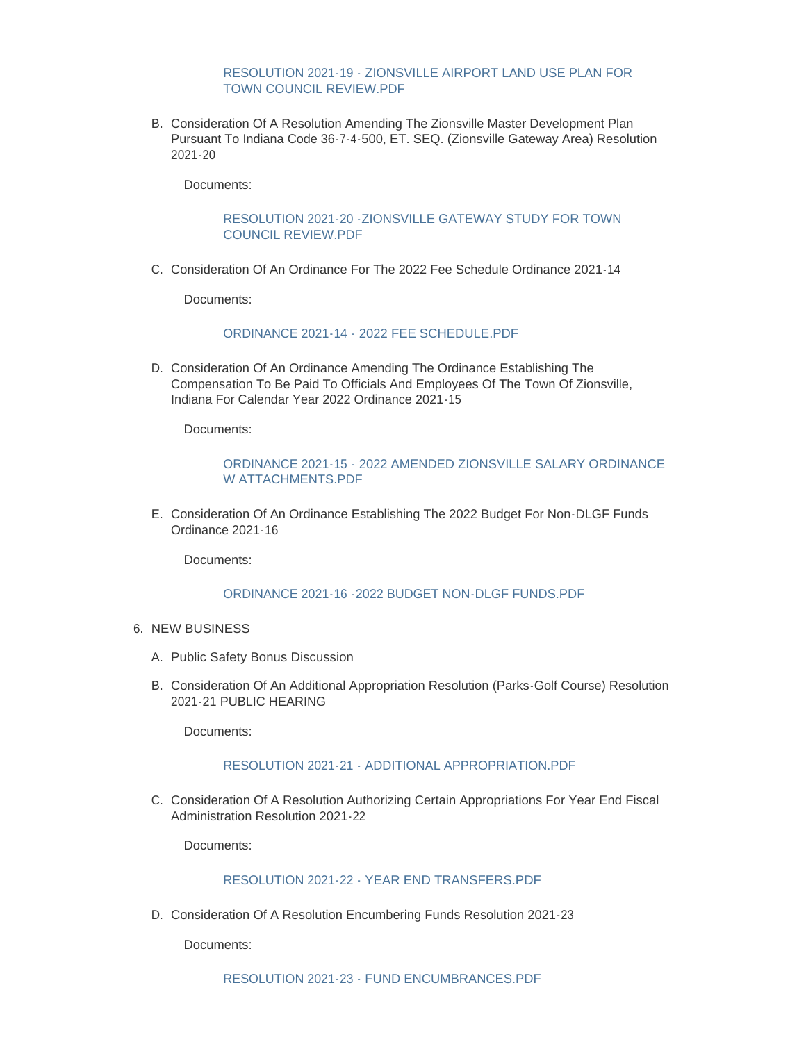RESOLUTION 2021-19 - ZIONSVILLE AIRPORT LAND USE PLAN FOR TOWN COUNCIL REVIEW.PDF

B. Consideration Of A Resolution Amending The Zionsville Master Development Plan Pursuant To Indiana Code 36-7-4-500, ET. SEQ. (Zionsville Gateway Area) Resolution 2021-20

   Documents:

   RESOLUTION 2021-20 -ZIONSVILLE GATEWAY STUDY FOR TOWN COUNCIL REVIEW.PDF

C. Consideration Of An Ordinance For The 2022 Fee Schedule Ordinance 2021-14

   Documents:

   ORDINANCE 2021-14 - 2022 FEE SCHEDULE.PDF

D. Consideration Of An Ordinance Amending The Ordinance Establishing The Compensation To Be Paid To Officials And Employees Of The Town Of Zionsville, Indiana For Calendar Year 2022 Ordinance 2021-15

   Documents:

   ORDINANCE 2021-15 - 2022 AMENDED ZIONSVILLE SALARY ORDINANCE W ATTACHMENTS.PDF

E. Consideration Of An Ordinance Establishing The 2022 Budget For Non-DLGF Funds Ordinance 2021-16

   Documents:

   ORDINANCE 2021-16 -2022 BUDGET NON-DLGF FUNDS.PDF

6. NEW BUSINESS

A. Public Safety Bonus Discussion

B. Consideration Of An Additional Appropriation Resolution (Parks-Golf Course) Resolution 2021-21 PUBLIC HEARING

   Documents:

   RESOLUTION 2021-21 - ADDITIONAL APPROPRIATION.PDF

C. Consideration Of A Resolution Authorizing Certain Appropriations For Year End Fiscal Administration Resolution 2021-22

   Documents:

   RESOLUTION 2021-22 - YEAR END TRANSFERS.PDF

D. Consideration Of A Resolution Encumbering Funds Resolution 2021-23

   Documents:

   RESOLUTION 2021-23 - FUND ENCUMBRANCES.PDF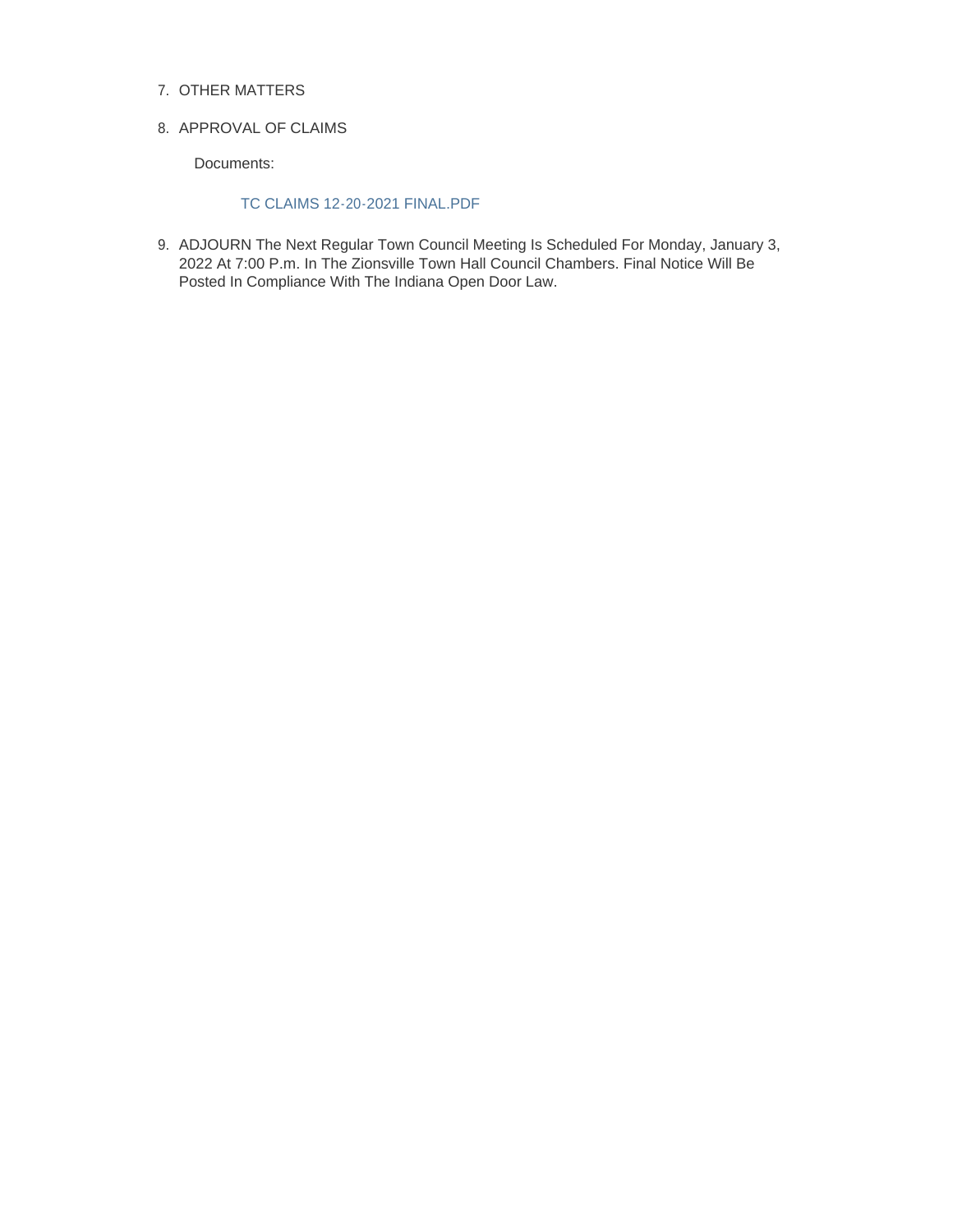7. OTHER MATTERS

8. APPROVAL OF CLAIMS

   Documents:

   TC CLAIMS 12-20-2021 FINAL.PDF

9. ADJOURN The Next Regular Town Council Meeting Is Scheduled For Monday, January 3, 2022 At 7:00 P.m. In The Zionsville Town Hall Council Chambers. Final Notice Will Be Posted In Compliance With The Indiana Open Door Law.